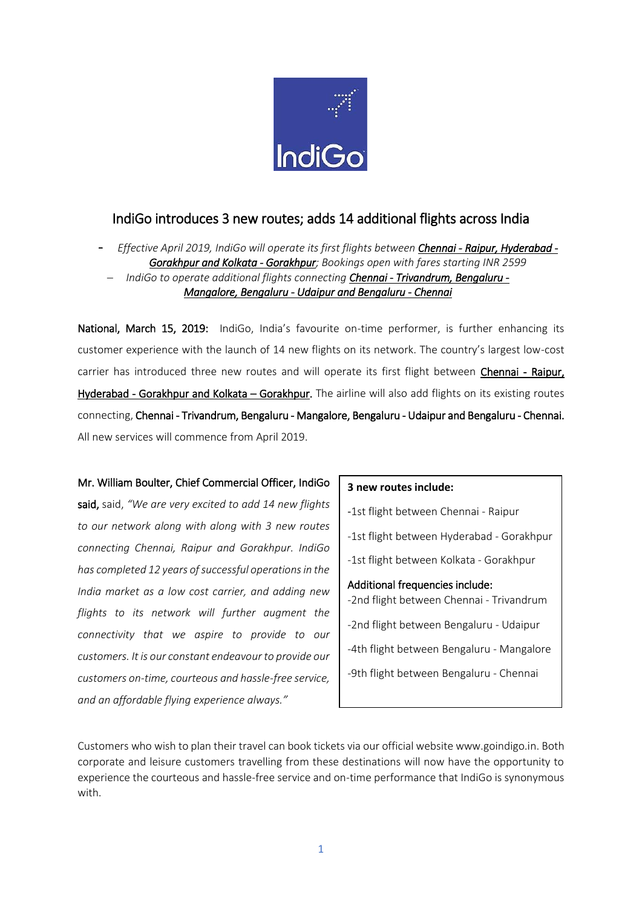# IndiGo introduces 3 new routes; adds 14 additional flights across India

- *Effective April 2019, IndiGo will operate its first flights between **Chennai - Raipur, Hyderabad - Gorakhpur and Kolkata - Gorakhpur**; Bookings open with fares starting INR 2599*
- *IndiGo to operate additional flights connecting **Chennai - Trivandrum, Bengaluru - Mangalore, Bengaluru - Udaipur and Bengaluru - Chennai***

**National, March 15, 2019:** IndiGo, India's favourite on-time performer, is further enhancing its customer experience with the launch of 14 new flights on its network. The country's largest low-cost carrier has introduced three new routes and will operate its first flight between **Chennai - Raipur, Hyderabad - Gorakhpur and Kolkata – Gorakhpur**. The airline will also add flights on its existing routes connecting, **Chennai - Trivandrum, Bengaluru - Mangalore, Bengaluru - Udaipur and Bengaluru - Chennai.** All new services will commence from April 2019.

**Mr. William Boulter, Chief Commercial Officer, IndiGo said,** said, *"We are very excited to add 14 new flights to our network along with along with 3 new routes connecting Chennai, Raipur and Gorakhpur. IndiGo has completed 12 years of successful operations in the India market as a low cost carrier, and adding new flights to its network will further augment the connectivity that we aspire to provide to our customers. It is our constant endeavour to provide our customers on-time, courteous and hassle-free service, and an affordable flying experience always."*

**3 new routes include:**

-1st flight between Chennai - Raipur

-1st flight between Hyderabad - Gorakhpur

-1st flight between Kolkata - Gorakhpur

**Additional frequencies include:**

-2nd flight between Chennai - Trivandrum

-2nd flight between Bengaluru - Udaipur

-4th flight between Bengaluru - Mangalore

-9th flight between Bengaluru - Chennai

Customers who wish to plan their travel can book tickets via our official website www.goindigo.in. Both corporate and leisure customers travelling from these destinations will now have the opportunity to experience the courteous and hassle-free service and on-time performance that IndiGo is synonymous with.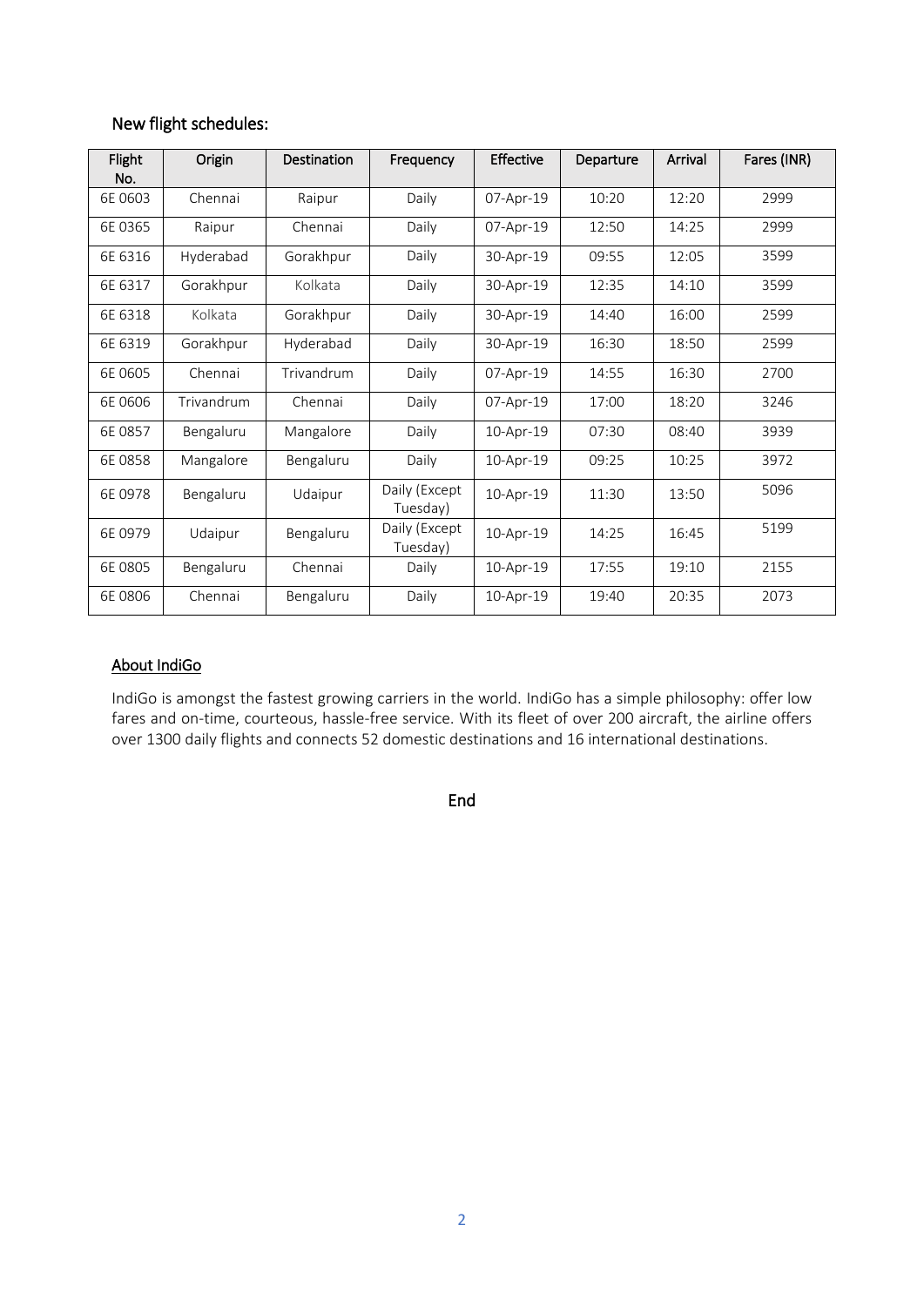## New flight schedules:

| Flight No. | Origin | Destination | Frequency | Effective | Departure | Arrival | Fares (INR) |
|---|---|---|---|---|---|---|---|
| 6E 0603 | Chennai | Raipur | Daily | 07-Apr-19 | 10:20 | 12:20 | 2999 |
| 6E 0365 | Raipur | Chennai | Daily | 07-Apr-19 | 12:50 | 14:25 | 2999 |
| 6E 6316 | Hyderabad | Gorakhpur | Daily | 30-Apr-19 | 09:55 | 12:05 | 3599 |
| 6E 6317 | Gorakhpur | Kolkata | Daily | 30-Apr-19 | 12:35 | 14:10 | 3599 |
| 6E 6318 | Kolkata | Gorakhpur | Daily | 30-Apr-19 | 14:40 | 16:00 | 2599 |
| 6E 6319 | Gorakhpur | Hyderabad | Daily | 30-Apr-19 | 16:30 | 18:50 | 2599 |
| 6E 0605 | Chennai | Trivandrum | Daily | 07-Apr-19 | 14:55 | 16:30 | 2700 |
| 6E 0606 | Trivandrum | Chennai | Daily | 07-Apr-19 | 17:00 | 18:20 | 3246 |
| 6E 0857 | Bengaluru | Mangalore | Daily | 10-Apr-19 | 07:30 | 08:40 | 3939 |
| 6E 0858 | Mangalore | Bengaluru | Daily | 10-Apr-19 | 09:25 | 10:25 | 3972 |
| 6E 0978 | Bengaluru | Udaipur | Daily (Except Tuesday) | 10-Apr-19 | 11:30 | 13:50 | 5096 |
| 6E 0979 | Udaipur | Bengaluru | Daily (Except Tuesday) | 10-Apr-19 | 14:25 | 16:45 | 5199 |
| 6E 0805 | Bengaluru | Chennai | Daily | 10-Apr-19 | 17:55 | 19:10 | 2155 |
| 6E 0806 | Chennai | Bengaluru | Daily | 10-Apr-19 | 19:40 | 20:35 | 2073 |

## About IndiGo

IndiGo is amongst the fastest growing carriers in the world. IndiGo has a simple philosophy: offer low fares and on-time, courteous, hassle-free service. With its fleet of over 200 aircraft, the airline offers over 1300 daily flights and connects 52 domestic destinations and 16 international destinations.

End